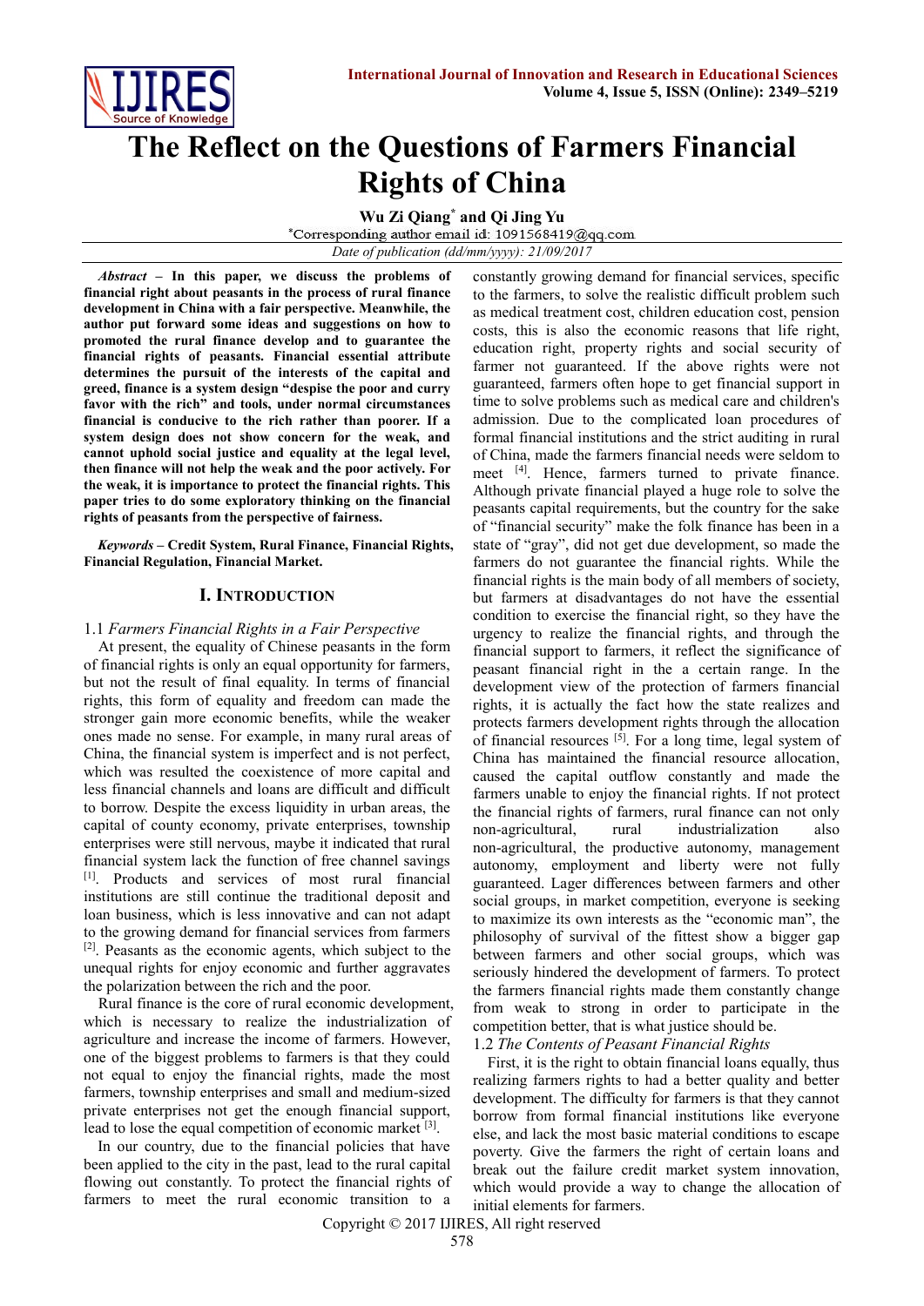# The Reflect on the Questions of Farmers Financial Rights of China

**Wu Zi Qiang*** **and Qi Jing Yu**

*Corresponding author email id: 1091568419@qq.com

*Date of publication (dd/mm/yyyy): 21/09/2017*

***Abstract*** **– In this paper, we discuss the problems of financial right about peasants in the process of rural finance development in China with a fair perspective. Meanwhile, the author put forward some ideas and suggestions on how to promoted the rural finance develop and to guarantee the financial rights of peasants. Financial essential attribute determines the pursuit of the interests of the capital and greed, finance is a system design "despise the poor and curry favor with the rich" and tools, under normal circumstances financial is conducive to the rich rather than poorer. If a system design does not show concern for the weak, and cannot uphold social justice and equality at the legal level, then finance will not help the weak and the poor actively. For the weak, it is importance to protect the financial rights. This paper tries to do some exploratory thinking on the financial rights of peasants from the perspective of fairness.**

***Keywords*** **– Credit System, Rural Finance, Financial Rights, Financial Regulation, Financial Market.**

## I. Introduction

### 1.1 *Farmers Financial Rights in a Fair Perspective*

At present, the equality of Chinese peasants in the form of financial rights is only an equal opportunity for farmers, but not the result of final equality. In terms of financial rights, this form of equality and freedom can made the stronger gain more economic benefits, while the weaker ones made no sense. For example, in many rural areas of China, the financial system is imperfect and is not perfect, which was resulted the coexistence of more capital and less financial channels and loans are difficult and difficult to borrow. Despite the excess liquidity in urban areas, the capital of county economy, private enterprises, township enterprises were still nervous, maybe it indicated that rural financial system lack the function of free channel savings [1]. Products and services of most rural financial institutions are still continue the traditional deposit and loan business, which is less innovative and can not adapt to the growing demand for financial services from farmers [2]. Peasants as the economic agents, which subject to the unequal rights for enjoy economic and further aggravates the polarization between the rich and the poor.

Rural finance is the core of rural economic development, which is necessary to realize the industrialization of agriculture and increase the income of farmers. However, one of the biggest problems to farmers is that they could not equal to enjoy the financial rights, made the most farmers, township enterprises and small and medium-sized private enterprises not get the enough financial support, lead to lose the equal competition of economic market [3].

In our country, due to the financial policies that have been applied to the city in the past, lead to the rural capital flowing out constantly. To protect the financial rights of farmers to meet the rural economic transition to a constantly growing demand for financial services, specific to the farmers, to solve the realistic difficult problem such as medical treatment cost, children education cost, pension costs, this is also the economic reasons that life right, education right, property rights and social security of farmer not guaranteed. If the above rights were not guaranteed, farmers often hope to get financial support in time to solve problems such as medical care and children's admission. Due to the complicated loan procedures of formal financial institutions and the strict auditing in rural of China, made the farmers financial needs were seldom to meet [4]. Hence, farmers turned to private finance. Although private financial played a huge role to solve the peasants capital requirements, but the country for the sake of "financial security" make the folk finance has been in a state of "gray", did not get due development, so made the farmers do not guarantee the financial rights. While the financial rights is the main body of all members of society, but farmers at disadvantages do not have the essential condition to exercise the financial right, so they have the urgency to realize the financial rights, and through the financial support to farmers, it reflect the significance of peasant financial right in the a certain range. In the development view of the protection of farmers financial rights, it is actually the fact how the state realizes and protects farmers development rights through the allocation of financial resources [5]. For a long time, legal system of China has maintained the financial resource allocation, caused the capital outflow constantly and made the farmers unable to enjoy the financial rights. If not protect the financial rights of farmers, rural finance can not only non-agricultural, rural industrialization also non-agricultural, the productive autonomy, management autonomy, employment and liberty were not fully guaranteed. Lager differences between farmers and other social groups, in market competition, everyone is seeking to maximize its own interests as the "economic man", the philosophy of survival of the fittest show a bigger gap between farmers and other social groups, which was seriously hindered the development of farmers. To protect the farmers financial rights made them constantly change from weak to strong in order to participate in the competition better, that is what justice should be.

### 1.2 *The Contents of Peasant Financial Rights*

First, it is the right to obtain financial loans equally, thus realizing farmers rights to had a better quality and better development. The difficulty for farmers is that they cannot borrow from formal financial institutions like everyone else, and lack the most basic material conditions to escape poverty. Give the farmers the right of certain loans and break out the failure credit market system innovation, which would provide a way to change the allocation of initial elements for farmers.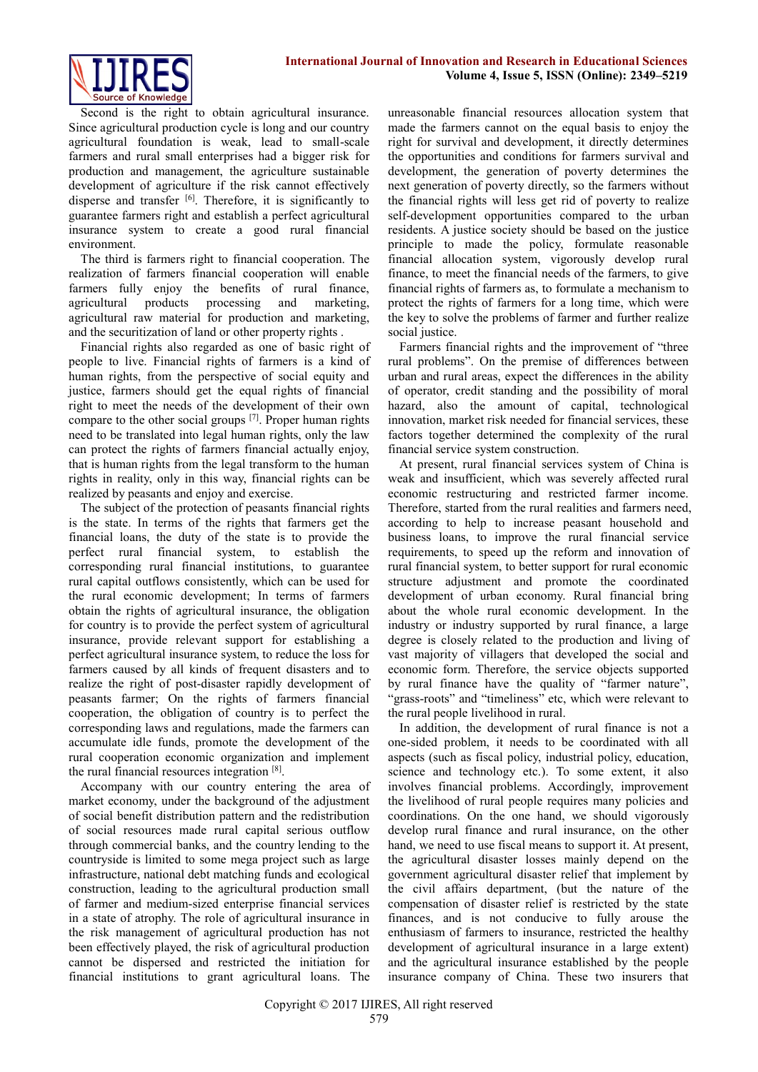Second is the right to obtain agricultural insurance. Since agricultural production cycle is long and our country agricultural foundation is weak, lead to small-scale farmers and rural small enterprises had a bigger risk for production and management, the agriculture sustainable development of agriculture if the risk cannot effectively disperse and transfer [6]. Therefore, it is significantly to guarantee farmers right and establish a perfect agricultural insurance system to create a good rural financial environment.

The third is farmers right to financial cooperation. The realization of farmers financial cooperation will enable farmers fully enjoy the benefits of rural finance, agricultural products processing and marketing, agricultural raw material for production and marketing, and the securitization of land or other property rights .

Financial rights also regarded as one of basic right of people to live. Financial rights of farmers is a kind of human rights, from the perspective of social equity and justice, farmers should get the equal rights of financial right to meet the needs of the development of their own compare to the other social groups [7]. Proper human rights need to be translated into legal human rights, only the law can protect the rights of farmers financial actually enjoy, that is human rights from the legal transform to the human rights in reality, only in this way, financial rights can be realized by peasants and enjoy and exercise.

The subject of the protection of peasants financial rights is the state. In terms of the rights that farmers get the financial loans, the duty of the state is to provide the perfect rural financial system, to establish the corresponding rural financial institutions, to guarantee rural capital outflows consistently, which can be used for the rural economic development; In terms of farmers obtain the rights of agricultural insurance, the obligation for country is to provide the perfect system of agricultural insurance, provide relevant support for establishing a perfect agricultural insurance system, to reduce the loss for farmers caused by all kinds of frequent disasters and to realize the right of post-disaster rapidly development of peasants farmer; On the rights of farmers financial cooperation, the obligation of country is to perfect the corresponding laws and regulations, made the farmers can accumulate idle funds, promote the development of the rural cooperation economic organization and implement the rural financial resources integration [8].

Accompany with our country entering the area of market economy, under the background of the adjustment of social benefit distribution pattern and the redistribution of social resources made rural capital serious outflow through commercial banks, and the country lending to the countryside is limited to some mega project such as large infrastructure, national debt matching funds and ecological construction, leading to the agricultural production small of farmer and medium-sized enterprise financial services in a state of atrophy. The role of agricultural insurance in the risk management of agricultural production has not been effectively played, the risk of agricultural production cannot be dispersed and restricted the initiation for financial institutions to grant agricultural loans. The unreasonable financial resources allocation system that made the farmers cannot on the equal basis to enjoy the right for survival and development, it directly determines the opportunities and conditions for farmers survival and development, the generation of poverty determines the next generation of poverty directly, so the farmers without the financial rights will less get rid of poverty to realize self-development opportunities compared to the urban residents. A justice society should be based on the justice principle to made the policy, formulate reasonable financial allocation system, vigorously develop rural finance, to meet the financial needs of the farmers, to give financial rights of farmers as, to formulate a mechanism to protect the rights of farmers for a long time, which were the key to solve the problems of farmer and further realize social justice.

Farmers financial rights and the improvement of "three rural problems". On the premise of differences between urban and rural areas, expect the differences in the ability of operator, credit standing and the possibility of moral hazard, also the amount of capital, technological innovation, market risk needed for financial services, these factors together determined the complexity of the rural financial service system construction.

At present, rural financial services system of China is weak and insufficient, which was severely affected rural economic restructuring and restricted farmer income. Therefore, started from the rural realities and farmers need, according to help to increase peasant household and business loans, to improve the rural financial service requirements, to speed up the reform and innovation of rural financial system, to better support for rural economic structure adjustment and promote the coordinated development of urban economy. Rural financial bring about the whole rural economic development. In the industry or industry supported by rural finance, a large degree is closely related to the production and living of vast majority of villagers that developed the social and economic form. Therefore, the service objects supported by rural finance have the quality of "farmer nature", "grass-roots" and "timeliness" etc, which were relevant to the rural people livelihood in rural.

In addition, the development of rural finance is not a one-sided problem, it needs to be coordinated with all aspects (such as fiscal policy, industrial policy, education, science and technology etc.). To some extent, it also involves financial problems. Accordingly, improvement the livelihood of rural people requires many policies and coordinations. On the one hand, we should vigorously develop rural finance and rural insurance, on the other hand, we need to use fiscal means to support it. At present, the agricultural disaster losses mainly depend on the government agricultural disaster relief that implement by the civil affairs department, (but the nature of the compensation of disaster relief is restricted by the state finances, and is not conducive to fully arouse the enthusiasm of farmers to insurance, restricted the healthy development of agricultural insurance in a large extent) and the agricultural insurance established by the people insurance company of China. These two insurers that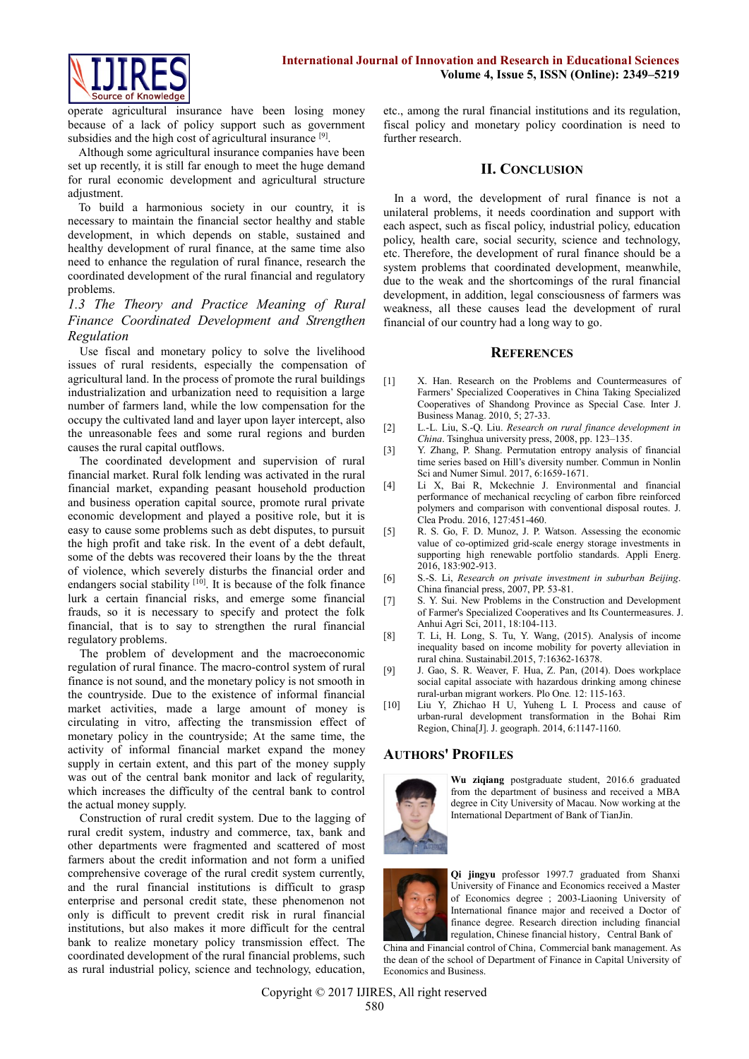operate agricultural insurance have been losing money because of a lack of policy support such as government subsidies and the high cost of agricultural insurance [9].

Although some agricultural insurance companies have been set up recently, it is still far enough to meet the huge demand for rural economic development and agricultural structure adjustment.

To build a harmonious society in our country, it is necessary to maintain the financial sector healthy and stable development, in which depends on stable, sustained and healthy development of rural finance, at the same time also need to enhance the regulation of rural finance, research the coordinated development of the rural financial and regulatory problems.

### *1.3 The Theory and Practice Meaning of Rural Finance Coordinated Development and Strengthen Regulation*

Use fiscal and monetary policy to solve the livelihood issues of rural residents, especially the compensation of agricultural land. In the process of promote the rural buildings industrialization and urbanization need to requisition a large number of farmers land, while the low compensation for the occupy the cultivated land and layer upon layer intercept, also the unreasonable fees and some rural regions and burden causes the rural capital outflows.

The coordinated development and supervision of rural financial market. Rural folk lending was activated in the rural financial market, expanding peasant household production and business operation capital source, promote rural private economic development and played a positive role, but it is easy to cause some problems such as debt disputes, to pursuit the high profit and take risk. In the event of a debt default, some of the debts was recovered their loans by the the threat of violence, which severely disturbs the financial order and endangers social stability [10]. It is because of the folk finance lurk a certain financial risks, and emerge some financial frauds, so it is necessary to specify and protect the folk financial, that is to say to strengthen the rural financial regulatory problems.

The problem of development and the macroeconomic regulation of rural finance. The macro-control system of rural finance is not sound, and the monetary policy is not smooth in the countryside. Due to the existence of informal financial market activities, made a large amount of money is circulating in vitro, affecting the transmission effect of monetary policy in the countryside; At the same time, the activity of informal financial market expand the money supply in certain extent, and this part of the money supply was out of the central bank monitor and lack of regularity, which increases the difficulty of the central bank to control the actual money supply.

Construction of rural credit system. Due to the lagging of rural credit system, industry and commerce, tax, bank and other departments were fragmented and scattered of most farmers about the credit information and not form a unified comprehensive coverage of the rural credit system currently, and the rural financial institutions is difficult to grasp enterprise and personal credit state, these phenomenon not only is difficult to prevent credit risk in rural financial institutions, but also makes it more difficult for the central bank to realize monetary policy transmission effect. The coordinated development of the rural financial problems, such as rural industrial policy, science and technology, education, etc., among the rural financial institutions and its regulation, fiscal policy and monetary policy coordination is need to further research.

## II. Conclusion

In a word, the development of rural finance is not a unilateral problems, it needs coordination and support with each aspect, such as fiscal policy, industrial policy, education policy, health care, social security, science and technology, etc. Therefore, the development of rural finance should be a system problems that coordinated development, meanwhile, due to the weak and the shortcomings of the rural financial development, in addition, legal consciousness of farmers was weakness, all these causes lead the development of rural financial of our country had a long way to go.

## References

[1] X. Han. Research on the Problems and Countermeasures of Farmers' Specialized Cooperatives in China Taking Specialized Cooperatives of Shandong Province as Special Case. Inter J. Business Manag. 2010, 5; 27-33.

[2] L.-L. Liu, S.-Q. Liu. *Research on rural finance development in China*. Tsinghua university press, 2008, pp. 123–135.

[3] Y. Zhang, P. Shang. Permutation entropy analysis of financial time series based on Hill's diversity number. Commun in Nonlin Sci and Numer Simul. 2017, 6:1659-1671.

[4] Li X, Bai R, Mckechnie J. Environmental and financial performance of mechanical recycling of carbon fibre reinforced polymers and comparison with conventional disposal routes. J. Clea Produ. 2016, 127:451-460.

[5] R. S. Go, F. D. Munoz, J. P. Watson. Assessing the economic value of co-optimized grid-scale energy storage investments in supporting high renewable portfolio standards. Appli Energ. 2016, 183:902-913.

[6] S.-S. Li, *Research on private investment in suburban Beijing*. China financial press, 2007, PP. 53-81.

[7] S. Y. Sui. New Problems in the Construction and Development of Farmer's Specialized Cooperatives and Its Countermeasures. J. Anhui Agri Sci, 2011, 18:104-113.

[8] T. Li, H. Long, S. Tu, Y. Wang, (2015). Analysis of income inequality based on income mobility for poverty alleviation in rural china. Sustainabil.2015, 7:16362-16378.

[9] J. Gao, S. R. Weaver, F. Hua, Z. Pan, (2014). Does workplace social capital associate with hazardous drinking among chinese rural-urban migrant workers. Plo One. 12: 115-163.

[10] Liu Y, Zhichao H U, Yuheng L I. Process and cause of urban-rural development transformation in the Bohai Rim Region, China[J]. J. geograph. 2014, 6:1147-1160.

## Authors' Profiles

**Wu ziqiang** postgraduate student, 2016.6 graduated from the department of business and received a MBA degree in City University of Macau. Now working at the International Department of Bank of TianJin.

**Qi jingyu** professor 1997.7 graduated from Shanxi University of Finance and Economics received a Master of Economics degree ; 2003-Liaoning University of International finance major and received a Doctor of finance degree. Research direction including financial regulation, Chinese financial history, Central Bank of China and Financial control of China, Commercial bank management. As the dean of the school of Department of Finance in Capital University of Economics and Business.